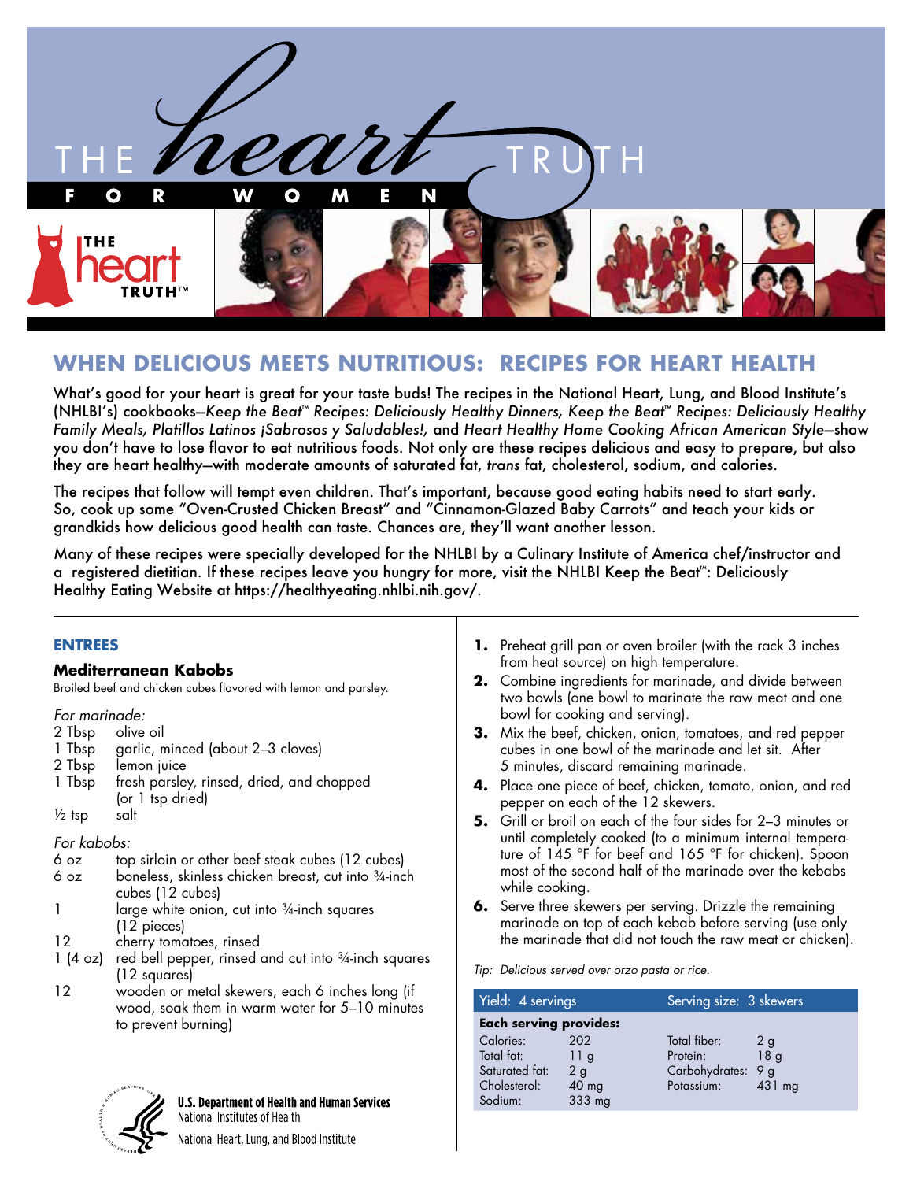# THE heart TRUTH FOR WOMEN

## WHEN DELICIOUS MEETS NUTRITIOUS: RECIPES FOR HEART HEALTH

What's good for your heart is great for your taste buds! The recipes in the National Heart, Lung, and Blood Institute's (NHLBI's) cookbooks—*Keep the Beat™ Recipes: Deliciously Healthy Dinners, Keep the Beat™ Recipes: Deliciously Healthy Family Meals, Platillos Latinos ¡Sabrosos y Saludables!,* and *Heart Healthy Home Cooking African American Style*—show you don't have to lose flavor to eat nutritious foods. Not only are these recipes delicious and easy to prepare, but also they are heart healthy—with moderate amounts of saturated fat, *trans* fat, cholesterol, sodium, and calories.

The recipes that follow will tempt even children. That's important, because good eating habits need to start early. So, cook up some "Oven-Crusted Chicken Breast" and "Cinnamon-Glazed Baby Carrots" and teach your kids or grandkids how delicious good health can taste. Chances are, they'll want another lesson.

Many of these recipes were specially developed for the NHLBI by a Culinary Institute of America chef/instructor and a registered dietitian. If these recipes leave you hungry for more, visit the NHLBI Keep the Beat™: Deliciously Healthy Eating Website at https://healthyeating.nhlbi.nih.gov/.

### ENTREES

#### Mediterranean Kabobs

Broiled beef and chicken cubes flavored with lemon and parsley.

*For marinade:*

- 2 Tbsp olive oil
- 1 Tbsp garlic, minced (about 2–3 cloves)
- 2 Tbsp lemon juice
- 1 Tbsp fresh parsley, rinsed, dried, and chopped (or 1 tsp dried)
- ½ tsp salt

*For kabobs:*

- 6 oz top sirloin or other beef steak cubes (12 cubes)
- 6 oz boneless, skinless chicken breast, cut into ¾-inch cubes (12 cubes)
- 1 large white onion, cut into ¾-inch squares (12 pieces)
- 12 cherry tomatoes, rinsed
- 1 (4 oz) red bell pepper, rinsed and cut into ¾-inch squares (12 squares)
- 12 wooden or metal skewers, each 6 inches long (if wood, soak them in warm water for 5–10 minutes to prevent burning)

1. Preheat grill pan or oven broiler (with the rack 3 inches from heat source) on high temperature.
2. Combine ingredients for marinade, and divide between two bowls (one bowl to marinate the raw meat and one bowl for cooking and serving).
3. Mix the beef, chicken, onion, tomatoes, and red pepper cubes in one bowl of the marinade and let sit. After 5 minutes, discard remaining marinade.
4. Place one piece of beef, chicken, tomato, onion, and red pepper on each of the 12 skewers.
5. Grill or broil on each of the four sides for 2–3 minutes or until completely cooked (to a minimum internal temperature of 145 °F for beef and 165 °F for chicken). Spoon most of the second half of the marinade over the kebabs while cooking.
6. Serve three skewers per serving. Drizzle the remaining marinade on top of each kebab before serving (use only the marinade that did not touch the raw meat or chicken).

*Tip: Delicious served over orzo pasta or rice.*

| Yield: 4 servings | | Serving size: 3 skewers | |
|---|---|---|---|
| **Each serving provides:** | | | |
| Calories: | 202 | Total fiber: | 2 g |
| Total fat: | 11 g | Protein: | 18 g |
| Saturated fat: | 2 g | Carbohydrates: | 9 g |
| Cholesterol: | 40 mg | Potassium: | 431 mg |
| Sodium: | 333 mg | | |

U.S. Department of Health and Human Services
National Institutes of Health
National Heart, Lung, and Blood Institute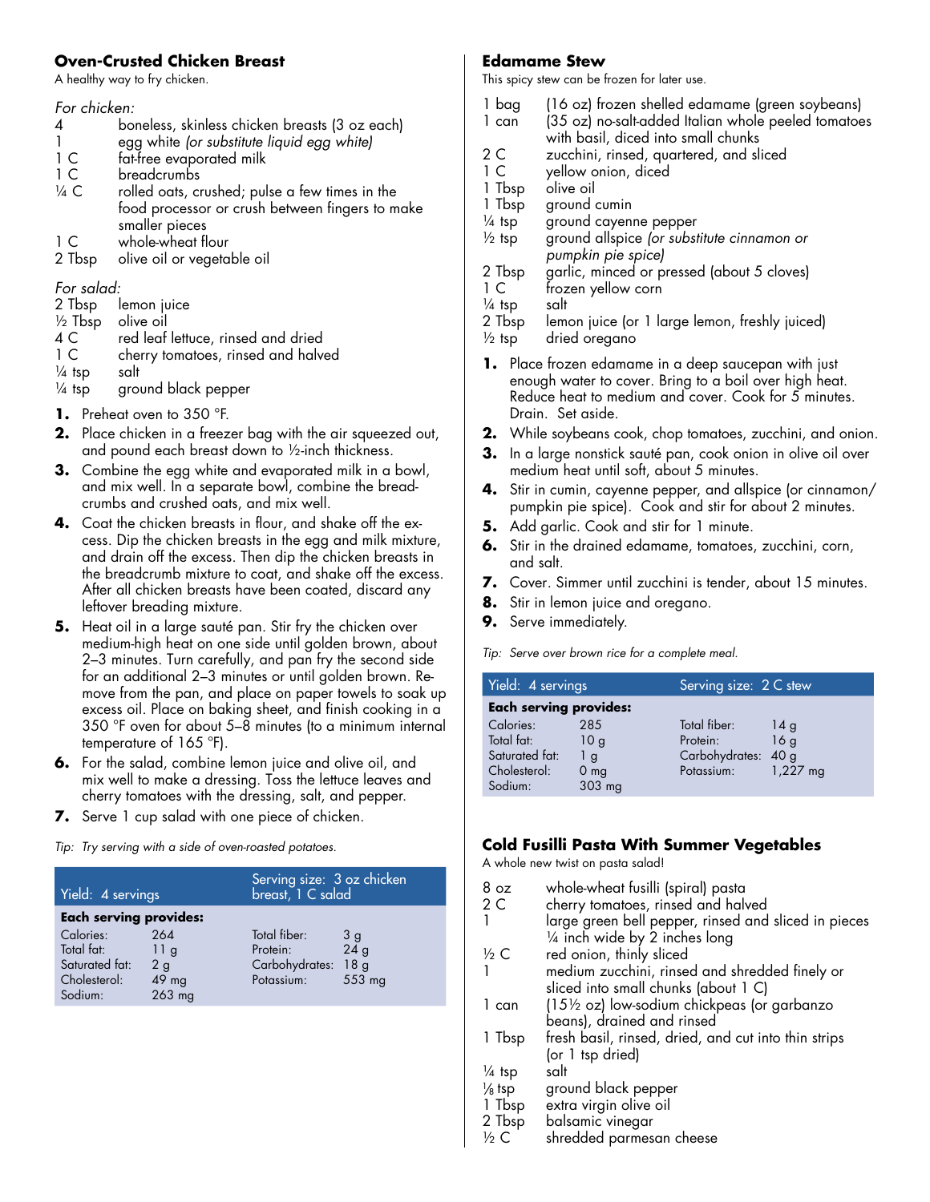## Oven-Crusted Chicken Breast

A healthy way to fry chicken.

*For chicken:*

| | |
|---|---|
| 4 | boneless, skinless chicken breasts (3 oz each) |
| 1 | egg white *(or substitute liquid egg white)* |
| 1 C | fat-free evaporated milk |
| 1 C | breadcrumbs |
| ¼ C | rolled oats, crushed; pulse a few times in the food processor or crush between fingers to make smaller pieces |
| 1 C | whole-wheat flour |
| 2 Tbsp | olive oil or vegetable oil |

*For salad:*

| | |
|---|---|
| 2 Tbsp | lemon juice |
| ½ Tbsp | olive oil |
| 4 C | red leaf lettuce, rinsed and dried |
| 1 C | cherry tomatoes, rinsed and halved |
| ¼ tsp | salt |
| ¼ tsp | ground black pepper |

1. Preheat oven to 350 °F.
2. Place chicken in a freezer bag with the air squeezed out, and pound each breast down to ½-inch thickness.
3. Combine the egg white and evaporated milk in a bowl, and mix well. In a separate bowl, combine the breadcrumbs and crushed oats, and mix well.
4. Coat the chicken breasts in flour, and shake off the excess. Dip the chicken breasts in the egg and milk mixture, and drain off the excess. Then dip the chicken breasts in the breadcrumb mixture to coat, and shake off the excess. After all chicken breasts have been coated, discard any leftover breading mixture.
5. Heat oil in a large sauté pan. Stir fry the chicken over medium-high heat on one side until golden brown, about 2–3 minutes. Turn carefully, and pan fry the second side for an additional 2–3 minutes or until golden brown. Remove from the pan, and place on paper towels to soak up excess oil. Place on baking sheet, and finish cooking in a 350 °F oven for about 5–8 minutes (to a minimum internal temperature of 165 °F).
6. For the salad, combine lemon juice and olive oil, and mix well to make a dressing. Toss the lettuce leaves and cherry tomatoes with the dressing, salt, and pepper.
7. Serve 1 cup salad with one piece of chicken.

*Tip: Try serving with a side of oven-roasted potatoes.*

| Yield: 4 servings | | Serving size: 3 oz chicken breast, 1 C salad | |
|---|---|---|---|
| **Each serving provides:** | | | |
| Calories: | 264 | Total fiber: | 3 g |
| Total fat: | 11 g | Protein: | 24 g |
| Saturated fat: | 2 g | Carbohydrates: | 18 g |
| Cholesterol: | 49 mg | Potassium: | 553 mg |
| Sodium: | 263 mg | | |

## Edamame Stew

This spicy stew can be frozen for later use.

| | |
|---|---|
| 1 bag | (16 oz) frozen shelled edamame (green soybeans) |
| 1 can | (35 oz) no-salt-added Italian whole peeled tomatoes with basil, diced into small chunks |
| 2 C | zucchini, rinsed, quartered, and sliced |
| 1 C | yellow onion, diced |
| 1 Tbsp | olive oil |
| 1 Tbsp | ground cumin |
| ¼ tsp | ground cayenne pepper |
| ½ tsp | ground allspice *(or substitute cinnamon or pumpkin pie spice)* |
| 2 Tbsp | garlic, minced or pressed (about 5 cloves) |
| 1 C | frozen yellow corn |
| ¼ tsp | salt |
| 2 Tbsp | lemon juice (or 1 large lemon, freshly juiced) |
| ½ tsp | dried oregano |

1. Place frozen edamame in a deep saucepan with just enough water to cover. Bring to a boil over high heat. Reduce heat to medium and cover. Cook for 5 minutes. Drain. Set aside.
2. While soybeans cook, chop tomatoes, zucchini, and onion.
3. In a large nonstick sauté pan, cook onion in olive oil over medium heat until soft, about 5 minutes.
4. Stir in cumin, cayenne pepper, and allspice (or cinnamon/pumpkin pie spice). Cook and stir for about 2 minutes.
5. Add garlic. Cook and stir for 1 minute.
6. Stir in the drained edamame, tomatoes, zucchini, corn, and salt.
7. Cover. Simmer until zucchini is tender, about 15 minutes.
8. Stir in lemon juice and oregano.
9. Serve immediately.

*Tip: Serve over brown rice for a complete meal.*

| Yield: 4 servings | | Serving size: 2 C stew | |
|---|---|---|---|
| **Each serving provides:** | | | |
| Calories: | 285 | Total fiber: | 14 g |
| Total fat: | 10 g | Protein: | 16 g |
| Saturated fat: | 1 g | Carbohydrates: | 40 g |
| Cholesterol: | 0 mg | Potassium: | 1,227 mg |
| Sodium: | 303 mg | | |

## Cold Fusilli Pasta With Summer Vegetables

A whole new twist on pasta salad!

| | |
|---|---|
| 8 oz | whole-wheat fusilli (spiral) pasta |
| 2 C | cherry tomatoes, rinsed and halved |
| 1 | large green bell pepper, rinsed and sliced in pieces ¼ inch wide by 2 inches long |
| ½ C | red onion, thinly sliced |
| 1 | medium zucchini, rinsed and shredded finely or sliced into small chunks (about 1 C) |
| 1 can | (15½ oz) low-sodium chickpeas (or garbanzo beans), drained and rinsed |
| 1 Tbsp | fresh basil, rinsed, dried, and cut into thin strips (or 1 tsp dried) |
| ¼ tsp | salt |
| ⅛ tsp | ground black pepper |
| 1 Tbsp | extra virgin olive oil |
| 2 Tbsp | balsamic vinegar |
| ½ C | shredded parmesan cheese |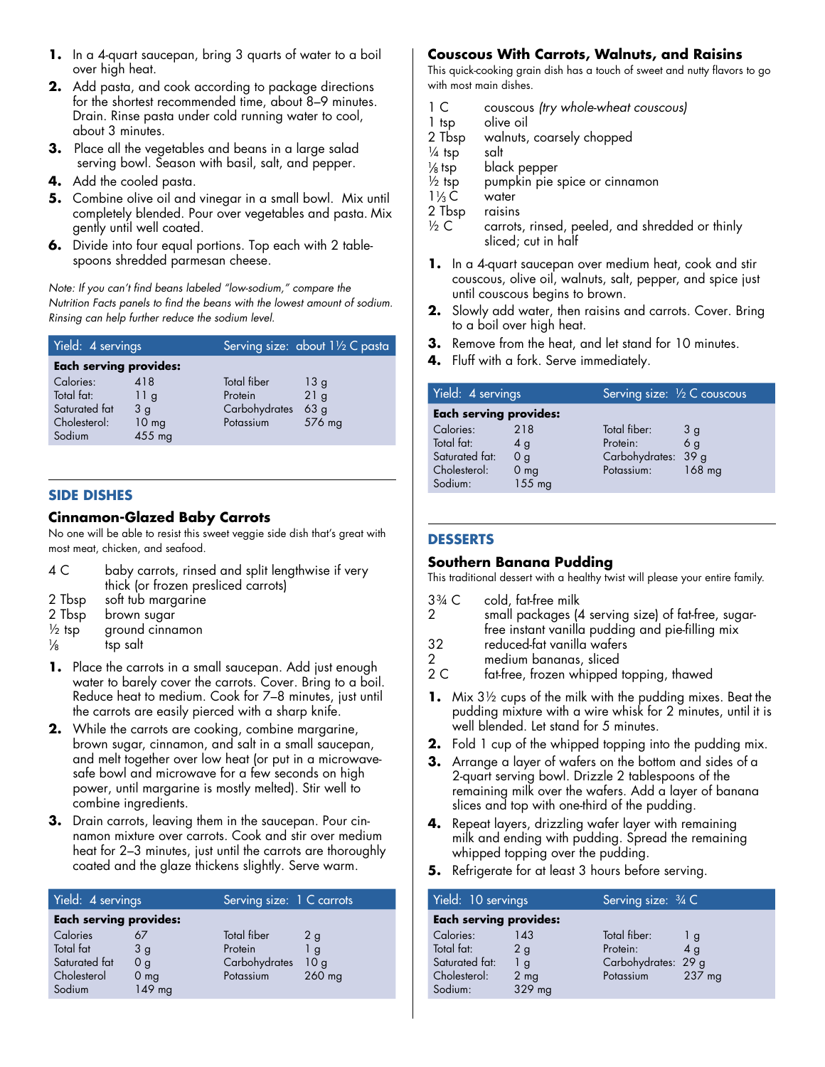1. In a 4-quart saucepan, bring 3 quarts of water to a boil over high heat.
2. Add pasta, and cook according to package directions for the shortest recommended time, about 8–9 minutes. Drain. Rinse pasta under cold running water to cool, about 3 minutes.
3. Place all the vegetables and beans in a large salad serving bowl. Season with basil, salt, and pepper.
4. Add the cooled pasta.
5. Combine olive oil and vinegar in a small bowl. Mix until completely blended. Pour over vegetables and pasta. Mix gently until well coated.
6. Divide into four equal portions. Top each with 2 tablespoons shredded parmesan cheese.

*Note: If you can't find beans labeled "low-sodium," compare the Nutrition Facts panels to find the beans with the lowest amount of sodium. Rinsing can help further reduce the sodium level.*

| Yield: 4 servings | | Serving size: about 1½ C pasta | |
|---|---|---|---|
| **Each serving provides:** | | | |
| Calories: | 418 | Total fiber | 13 g |
| Total fat: | 11 g | Protein | 21 g |
| Saturated fat | 3 g | Carbohydrates | 63 g |
| Cholesterol: | 10 mg | Potassium | 576 mg |
| Sodium | 455 mg | | |

## SIDE DISHES

### Cinnamon-Glazed Baby Carrots

No one will be able to resist this sweet veggie side dish that's great with most meat, chicken, and seafood.

- 4 C baby carrots, rinsed and split lengthwise if very thick (or frozen presliced carrots)
- 2 Tbsp soft tub margarine
- 2 Tbsp brown sugar
- ½ tsp ground cinnamon
- ⅛ tsp salt

1. Place the carrots in a small saucepan. Add just enough water to barely cover the carrots. Cover. Bring to a boil. Reduce heat to medium. Cook for 7–8 minutes, just until the carrots are easily pierced with a sharp knife.
2. While the carrots are cooking, combine margarine, brown sugar, cinnamon, and salt in a small saucepan, and melt together over low heat (or put in a microwave-safe bowl and microwave for a few seconds on high power, until margarine is mostly melted). Stir well to combine ingredients.
3. Drain carrots, leaving them in the saucepan. Pour cinnamon mixture over carrots. Cook and stir over medium heat for 2–3 minutes, just until the carrots are thoroughly coated and the glaze thickens slightly. Serve warm.

| Yield: 4 servings | | Serving size: 1 C carrots | |
|---|---|---|---|
| **Each serving provides:** | | | |
| Calories | 67 | Total fiber | 2 g |
| Total fat | 3 g | Protein | 1 g |
| Saturated fat | 0 g | Carbohydrates | 10 g |
| Cholesterol | 0 mg | Potassium | 260 mg |
| Sodium | 149 mg | | |

### Couscous With Carrots, Walnuts, and Raisins

This quick-cooking grain dish has a touch of sweet and nutty flavors to go with most main dishes.

- 1 C couscous *(try whole-wheat couscous)*
- 1 tsp olive oil
- 2 Tbsp walnuts, coarsely chopped
- ¼ tsp salt
- ⅛ tsp black pepper
- ½ tsp pumpkin pie spice or cinnamon
- 1⅓ C water
- 2 Tbsp raisins
- ½ C carrots, rinsed, peeled, and shredded or thinly sliced; cut in half

1. In a 4-quart saucepan over medium heat, cook and stir couscous, olive oil, walnuts, salt, pepper, and spice just until couscous begins to brown.
2. Slowly add water, then raisins and carrots. Cover. Bring to a boil over high heat.
3. Remove from the heat, and let stand for 10 minutes.
4. Fluff with a fork. Serve immediately.

| Yield: 4 servings | | Serving size: ½ C couscous | |
|---|---|---|---|
| **Each serving provides:** | | | |
| Calories: | 218 | Total fiber: | 3 g |
| Total fat: | 4 g | Protein: | 6 g |
| Saturated fat: | 0 g | Carbohydrates: | 39 g |
| Cholesterol: | 0 mg | Potassium: | 168 mg |
| Sodium: | 155 mg | | |

## DESSERTS

### Southern Banana Pudding

This traditional dessert with a healthy twist will please your entire family.

- 3¾ C cold, fat-free milk
- 2 small packages (4 serving size) of fat-free, sugar-free instant vanilla pudding and pie-filling mix
- 32 reduced-fat vanilla wafers
- 2 medium bananas, sliced
- 2 C fat-free, frozen whipped topping, thawed

1. Mix 3½ cups of the milk with the pudding mixes. Beat the pudding mixture with a wire whisk for 2 minutes, until it is well blended. Let stand for 5 minutes.
2. Fold 1 cup of the whipped topping into the pudding mix.
3. Arrange a layer of wafers on the bottom and sides of a 2-quart serving bowl. Drizzle 2 tablespoons of the remaining milk over the wafers. Add a layer of banana slices and top with one-third of the pudding.
4. Repeat layers, drizzling wafer layer with remaining milk and ending with pudding. Spread the remaining whipped topping over the pudding.
5. Refrigerate for at least 3 hours before serving.

| Yield: 10 servings | | Serving size: ¾ C | |
|---|---|---|---|
| **Each serving provides:** | | | |
| Calories: | 143 | Total fiber: | 1 g |
| Total fat: | 2 g | Protein: | 4 g |
| Saturated fat: | 1 g | Carbohydrates: | 29 g |
| Cholesterol: | 2 mg | Potassium | 237 mg |
| Sodium: | 329 mg | | |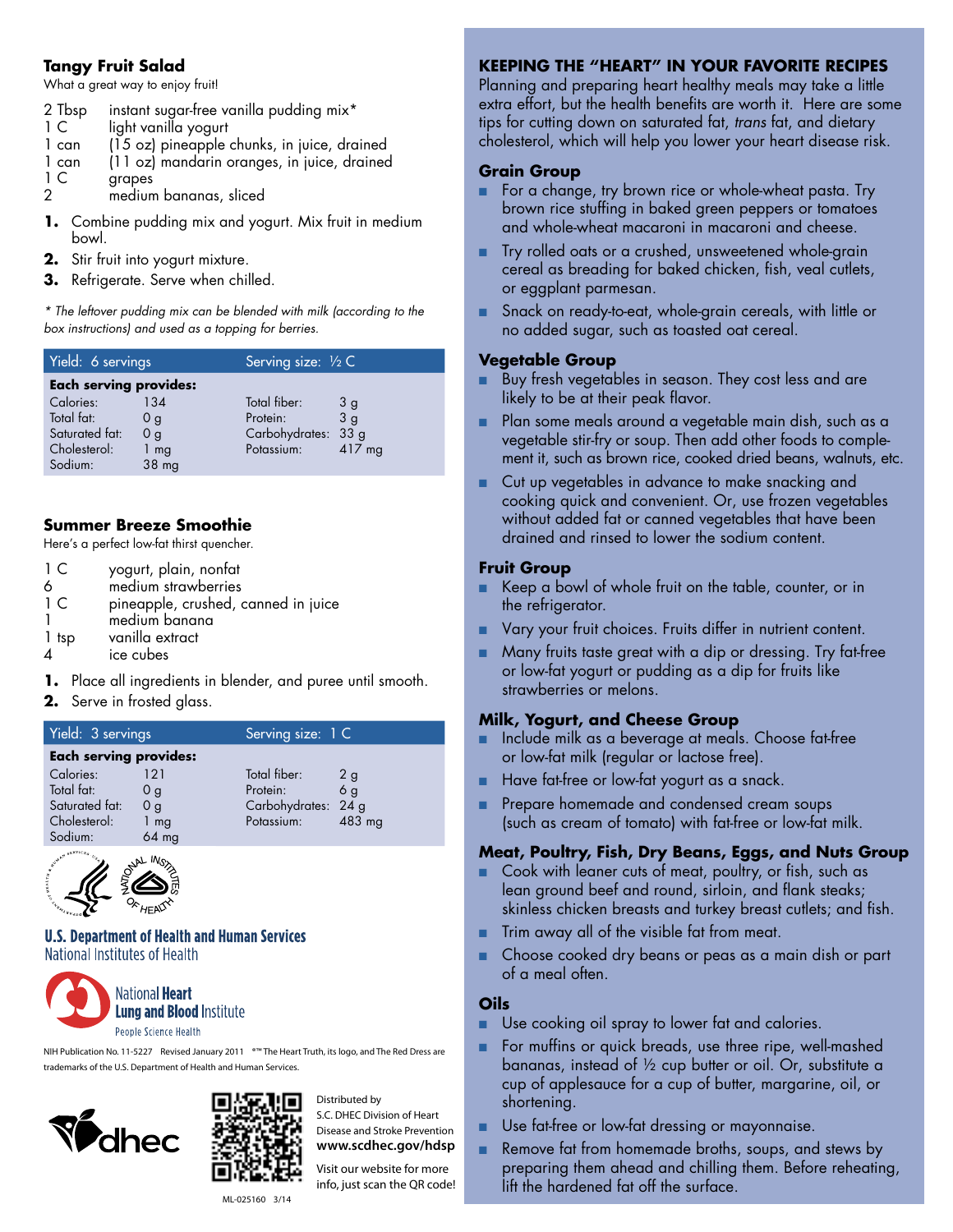## Tangy Fruit Salad

What a great way to enjoy fruit!

| | |
|---|---|
| 2 Tbsp | instant sugar-free vanilla pudding mix* |
| 1 C | light vanilla yogurt |
| 1 can | (15 oz) pineapple chunks, in juice, drained |
| 1 can | (11 oz) mandarin oranges, in juice, drained |
| 1 C | grapes |
| 2 | medium bananas, sliced |

1. Combine pudding mix and yogurt. Mix fruit in medium bowl.
2. Stir fruit into yogurt mixture.
3. Refrigerate. Serve when chilled.

*\* The leftover pudding mix can be blended with milk (according to the box instructions) and used as a topping for berries.*

| Yield: 6 servings | | Serving size: ½ C | |
|---|---|---|---|
| **Each serving provides:** | | | |
| Calories: | 134 | Total fiber: | 3 g |
| Total fat: | 0 g | Protein: | 3 g |
| Saturated fat: | 0 g | Carbohydrates: | 33 g |
| Cholesterol: | 1 mg | Potassium: | 417 mg |
| Sodium: | 38 mg | | |

## Summer Breeze Smoothie

Here's a perfect low-fat thirst quencher.

| | |
|---|---|
| 1 C | yogurt, plain, nonfat |
| 6 | medium strawberries |
| 1 C | pineapple, crushed, canned in juice |
| 1 | medium banana |
| 1 tsp | vanilla extract |
| 4 | ice cubes |

1. Place all ingredients in blender, and puree until smooth.
2. Serve in frosted glass.

| Yield: 3 servings | | Serving size: 1 C | |
|---|---|---|---|
| **Each serving provides:** | | | |
| Calories: | 121 | Total fiber: | 2 g |
| Total fat: | 0 g | Protein: | 6 g |
| Saturated fat: | 0 g | Carbohydrates: | 24 g |
| Cholesterol: | 1 mg | Potassium: | 483 mg |
| Sodium: | 64 mg | | |

**U.S. Department of Health and Human Services**
National Institutes of Health

National **Heart** **Lung and Blood** Institute
People Science Health

NIH Publication No. 11-5227 Revised January 2011 ®™ The Heart Truth, its logo, and The Red Dress are trademarks of the U.S. Department of Health and Human Services.

Distributed by
S.C. DHEC Division of Heart Disease and Stroke Prevention
**www.scdhec.gov/hdsp**

Visit our website for more info, just scan the QR code!

ML-025160 3/14

## KEEPING THE "HEART" IN YOUR FAVORITE RECIPES

Planning and preparing heart healthy meals may take a little extra effort, but the health benefits are worth it. Here are some tips for cutting down on saturated fat, *trans* fat, and dietary cholesterol, which will help you lower your heart disease risk.

### Grain Group

- For a change, try brown rice or whole-wheat pasta. Try brown rice stuffing in baked green peppers or tomatoes and whole-wheat macaroni in macaroni and cheese.
- Try rolled oats or a crushed, unsweetened whole-grain cereal as breading for baked chicken, fish, veal cutlets, or eggplant parmesan.
- Snack on ready-to-eat, whole-grain cereals, with little or no added sugar, such as toasted oat cereal.

### Vegetable Group

- Buy fresh vegetables in season. They cost less and are likely to be at their peak flavor.
- Plan some meals around a vegetable main dish, such as a vegetable stir-fry or soup. Then add other foods to complement it, such as brown rice, cooked dried beans, walnuts, etc.
- Cut up vegetables in advance to make snacking and cooking quick and convenient. Or, use frozen vegetables without added fat or canned vegetables that have been drained and rinsed to lower the sodium content.

### Fruit Group

- Keep a bowl of whole fruit on the table, counter, or in the refrigerator.
- Vary your fruit choices. Fruits differ in nutrient content.
- Many fruits taste great with a dip or dressing. Try fat-free or low-fat yogurt or pudding as a dip for fruits like strawberries or melons.

### Milk, Yogurt, and Cheese Group

- Include milk as a beverage at meals. Choose fat-free or low-fat milk (regular or lactose free).
- Have fat-free or low-fat yogurt as a snack.
- Prepare homemade and condensed cream soups (such as cream of tomato) with fat-free or low-fat milk.

### Meat, Poultry, Fish, Dry Beans, Eggs, and Nuts Group

- Cook with leaner cuts of meat, poultry, or fish, such as lean ground beef and round, sirloin, and flank steaks; skinless chicken breasts and turkey breast cutlets; and fish.
- Trim away all of the visible fat from meat.
- Choose cooked dry beans or peas as a main dish or part of a meal often.

### Oils

- Use cooking oil spray to lower fat and calories.
- For muffins or quick breads, use three ripe, well-mashed bananas, instead of ½ cup butter or oil. Or, substitute a cup of applesauce for a cup of butter, margarine, oil, or shortening.
- Use fat-free or low-fat dressing or mayonnaise.
- Remove fat from homemade broths, soups, and stews by preparing them ahead and chilling them. Before reheating, lift the hardened fat off the surface.